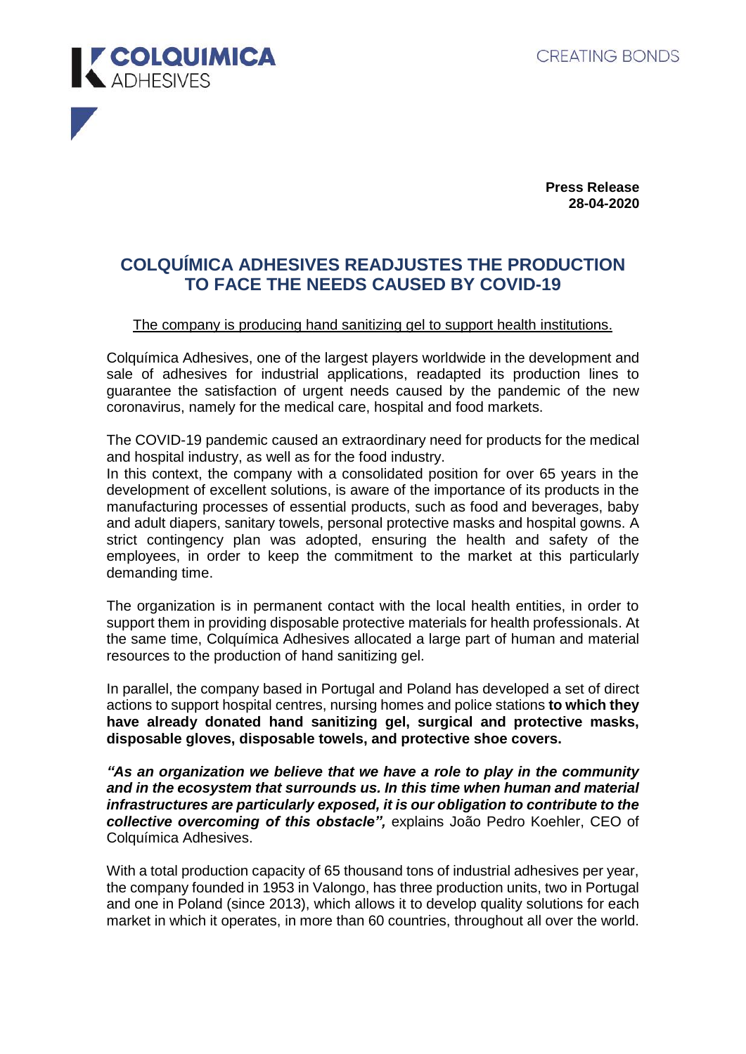**COLQUIMICA**
ADHESIVES

CREATING BONDS

**Press Release**
**28-04-2020**

# COLQUÍMICA ADHESIVES READJUSTES THE PRODUCTION TO FACE THE NEEDS CAUSED BY COVID-19

The company is producing hand sanitizing gel to support health institutions.

Colquímica Adhesives, one of the largest players worldwide in the development and sale of adhesives for industrial applications, readapted its production lines to guarantee the satisfaction of urgent needs caused by the pandemic of the new coronavirus, namely for the medical care, hospital and food markets.

The COVID-19 pandemic caused an extraordinary need for products for the medical and hospital industry, as well as for the food industry.
In this context, the company with a consolidated position for over 65 years in the development of excellent solutions, is aware of the importance of its products in the manufacturing processes of essential products, such as food and beverages, baby and adult diapers, sanitary towels, personal protective masks and hospital gowns. A strict contingency plan was adopted, ensuring the health and safety of the employees, in order to keep the commitment to the market at this particularly demanding time.

The organization is in permanent contact with the local health entities, in order to support them in providing disposable protective materials for health professionals. At the same time, Colquímica Adhesives allocated a large part of human and material resources to the production of hand sanitizing gel.

In parallel, the company based in Portugal and Poland has developed a set of direct actions to support hospital centres, nursing homes and police stations **to which they have already donated hand sanitizing gel, surgical and protective masks, disposable gloves, disposable towels, and protective shoe covers.**

***"As an organization we believe that we have a role to play in the community and in the ecosystem that surrounds us. In this time when human and material infrastructures are particularly exposed, it is our obligation to contribute to the collective overcoming of this obstacle",*** explains João Pedro Koehler, CEO of Colquímica Adhesives.

With a total production capacity of 65 thousand tons of industrial adhesives per year, the company founded in 1953 in Valongo, has three production units, two in Portugal and one in Poland (since 2013), which allows it to develop quality solutions for each market in which it operates, in more than 60 countries, throughout all over the world.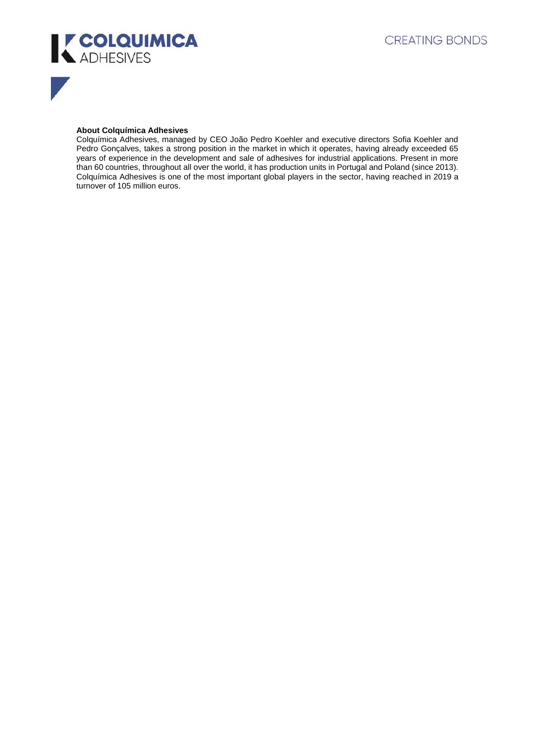**About Colquímica Adhesives**

Colquímica Adhesives, managed by CEO João Pedro Koehler and executive directors Sofia Koehler and Pedro Gonçalves, takes a strong position in the market in which it operates, having already exceeded 65 years of experience in the development and sale of adhesives for industrial applications. Present in more than 60 countries, throughout all over the world, it has production units in Portugal and Poland (since 2013). Colquímica Adhesives is one of the most important global players in the sector, having reached in 2019 a turnover of 105 million euros.